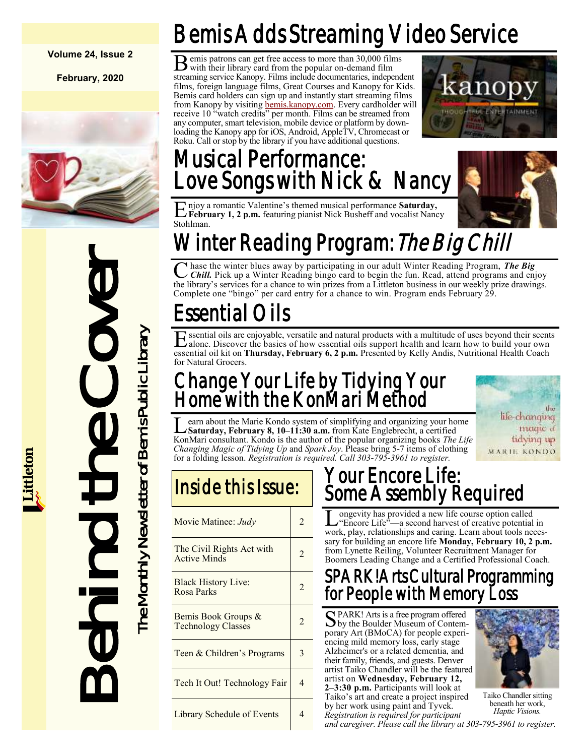Volume 24, Issue 2

February, 2020

# Behind the Cover

The Monthly Newsletter of Bemis Public Library

Littleton

## Bemis Adds Streaming Video Service

Bemis patrons can get free access to more than 30,000 films with their library card from the popular on-demand film streaming service Kanopy. Films include documentaries, independent films, foreign language films, Great Courses and Kanopy for Kids. Bemis card holders can sign up and instantly start streaming films from Kanopy by visiting bemis.kanopy.com. Every cardholder will receive 10 "watch credits" per month. Films can be streamed from any computer, smart television, mobile device or platform by downloading the Kanopy app for iOS, Android, AppleTV, Chromecast or Roku. Call or stop by the library if you have additional questions.

## Musical Performance: Love Songs with Nick & Nancy

Enjoy a romantic Valentine's themed musical performance **Saturday, February 1, 2 p.m.** featuring pianist Nick Busheff and vocalist Nancy Stohlman.

## Winter Reading Program: *The Big Chill*

Chase the winter blues away by participating in our adult Winter Reading Program, ***The Big Chill.*** Pick up a Winter Reading bingo card to begin the fun. Read, attend programs and enjoy the library's services for a chance to win prizes from a Littleton business in our weekly prize drawings. Complete one "bingo" per card entry for a chance to win. Program ends February 29.

## Essential Oils

Essential oils are enjoyable, versatile and natural products with a multitude of uses beyond their scents alone. Discover the basics of how essential oils support health and learn how to build your own essential oil kit on **Thursday, February 6, 2 p.m.** Presented by Kelly Andis, Nutritional Health Coach for Natural Grocers.

## Change Your Life by Tidying Your Home with the KonMari Method

Learn about the Marie Kondo system of simplifying and organizing your home **Saturday, February 8, 10–11:30 a.m.** from Kate Englebrecht, a certified KonMari consultant. Kondo is the author of the popular organizing books *The Life Changing Magic of Tidying Up* and *Spark Joy*. Please bring 5-7 items of clothing for a folding lesson. *Registration is required. Call 303-795-3961 to register.*

## Inside this Issue:

| Item | Page |
| --- | --- |
| Movie Matinee: *Judy* | 2 |
| The Civil Rights Act with Active Minds | 2 |
| Black History Live: Rosa Parks | 2 |
| Bemis Book Groups & Technology Classes | 2 |
| Teen & Children's Programs | 3 |
| Tech It Out! Technology Fair | 4 |
| Library Schedule of Events | 4 |

## Your Encore Life: Some Assembly Required

Longevity has provided a new life course option called "Encore Life"—a second harvest of creative potential in work, play, relationships and caring. Learn about tools necessary for building an encore life **Monday, February 10, 2 p.m.** from Lynette Reiling, Volunteer Recruitment Manager for Boomers Leading Change and a Certified Professional Coach.

## SPARK! Arts Cultural Programming for People with Memory Loss

SPARK! Arts is a free program offered by the Boulder Museum of Contemporary Art (BMoCA) for people experiencing mild memory loss, early stage Alzheimer's or a related dementia, and their family, friends, and guests. Denver artist Taiko Chandler will be the featured artist on **Wednesday, February 12, 2–3:30 p.m.** Participants will look at Taiko's art and create a project inspired by her work using paint and Tyvek. *Registration is required for participant and caregiver. Please call the library at 303-795-3961 to register.*

Taiko Chandler sitting beneath her work, *Haptic Visions.*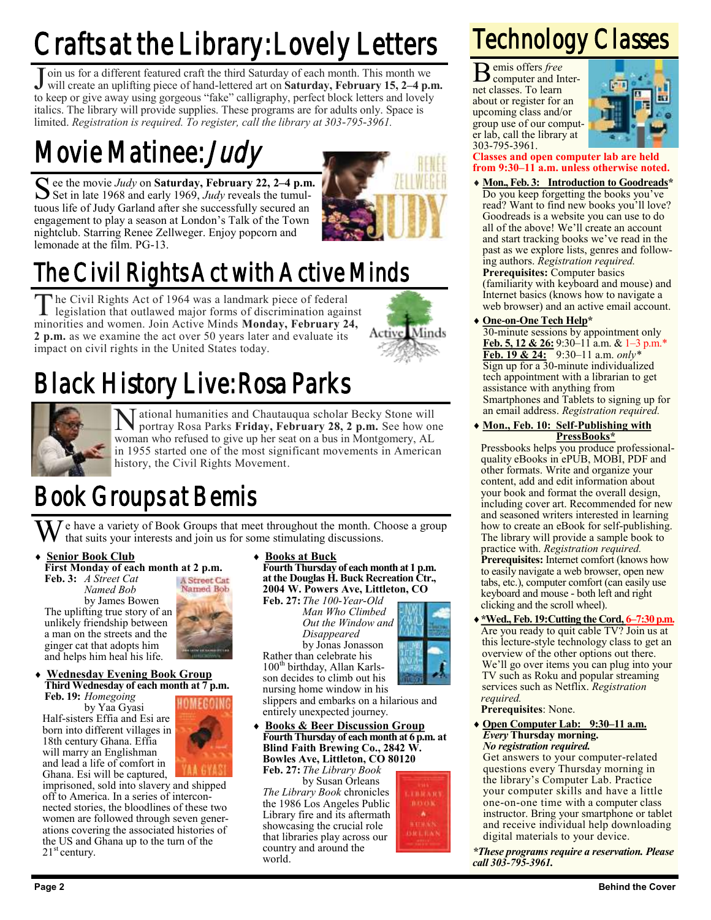# Crafts at the Library: Lovely Letters

Join us for a different featured craft the third Saturday of each month. This month we will create an uplifting piece of hand-lettered art on **Saturday, February 15, 2–4 p.m.** to keep or give away using gorgeous "fake" calligraphy, perfect block letters and lovely italics. The library will provide supplies. These programs are for adults only. Space is limited. *Registration is required. To register, call the library at 303-795-3961.*

# Movie Matinee: *Judy*

See the movie *Judy* on **Saturday, February 22, 2–4 p.m.** Set in late 1968 and early 1969, *Judy* reveals the tumultuous life of Judy Garland after she successfully secured an engagement to play a season at London's Talk of the Town nightclub. Starring Renee Zellweger. Enjoy popcorn and lemonade at the film. PG-13.

# The Civil Rights Act with Active Minds

The Civil Rights Act of 1964 was a landmark piece of federal legislation that outlawed major forms of discrimination against minorities and women. Join Active Minds **Monday, February 24, 2 p.m.** as we examine the act over 50 years later and evaluate its impact on civil rights in the United States today.

# Black History Live: Rosa Parks

National humanities and Chautauqua scholar Becky Stone will portray Rosa Parks **Friday, February 28, 2 p.m.** See how one woman who refused to give up her seat on a bus in Montgomery, AL in 1955 started one of the most significant movements in American history, the Civil Rights Movement.

# Book Groups at Bemis

We have a variety of Book Groups that meet throughout the month. Choose a group that suits your interests and join us for some stimulating discussions.

- **Senior Book Club**
  **First Monday of each month at 2 p.m.**
  **Feb. 3:** *A Street Cat Named Bob* by James Bowen
  The uplifting true story of an unlikely friendship between a man on the streets and the ginger cat that adopts him and helps him heal his life.

- **Wednesday Evening Book Group**
  **Third Wednesday of each month at 7 p.m.**
  **Feb. 19:** *Homegoing* by Yaa Gyasi
  Half-sisters Effia and Esi are born into different villages in 18th century Ghana. Effia will marry an Englishman and lead a life of comfort in Ghana. Esi will be captured, imprisoned, sold into slavery and shipped off to America. In a series of interconnected stories, the bloodlines of these two women are followed through seven generations covering the associated histories of the US and Ghana up to the turn of the 21st century.

- **Books at Buck**
  **Fourth Thursday of each month at 1 p.m. at the Douglas H. Buck Recreation Ctr., 2004 W. Powers Ave, Littleton, CO**
  **Feb. 27:** *The 100-Year-Old Man Who Climbed Out the Window and Disappeared* by Jonas Jonasson
  Rather than celebrate his 100th birthday, Allan Karlsson decides to climb out his nursing home window in his slippers and embarks on a hilarious and entirely unexpected journey.

- **Books & Beer Discussion Group**
  **Fourth Thursday of each month at 6 p.m. at Blind Faith Brewing Co., 2842 W. Bowles Ave, Littleton, CO 80120**
  **Feb. 27:** *The Library Book* by Susan Orleans
  *The Library Book* chronicles the 1986 Los Angeles Public Library fire and its aftermath showcasing the crucial role that libraries play across our country and around the world.

# Technology Classes

Bemis offers *free* computer and Internet classes. To learn about or register for an upcoming class and/or group use of our computer lab, call the library at 303-795-3961.

**Classes and open computer lab are held from 9:30–11 a.m. unless otherwise noted.**

- **Mon., Feb. 3: Introduction to Goodreads***
  Do you keep forgetting the books you've read? Want to find new books you'll love? Goodreads is a website you can use to do all of the above! We'll create an account and start tracking books we've read in the past as we explore lists, genres and following authors. *Registration required.*
  **Prerequisites:** Computer basics (familiarity with keyboard and mouse) and Internet basics (knows how to navigate a web browser) and an active email account.

- **One-on-One Tech Help***
  30-minute sessions by appointment only
  **Feb. 5, 12 & 26:** 9:30–11 a.m. & 1–3 p.m.*
  **Feb. 19 & 24:** 9:30–11 a.m. *only**
  Sign up for a 30-minute individualized tech appointment with a librarian to get assistance with anything from Smartphones and Tablets to signing up for an email address. *Registration required.*

- **Mon., Feb. 10: Self-Publishing with PressBooks***
  Pressbooks helps you produce professional-quality eBooks in ePUB, MOBI, PDF and other formats. Write and organize your content, add and edit information about your book and format the overall design, including cover art. Recommended for new and seasoned writers interested in learning how to create an eBook for self-publishing. The library will provide a sample book to practice with. *Registration required.*
  **Prerequisites:** Internet comfort (knows how to easily navigate a web browser, open new tabs, etc.), computer comfort (can easily use keyboard and mouse - both left and right clicking and the scroll wheel).

- ***Wed., Feb. 19: Cutting the Cord, 6–7:30 p.m.**
  Are you ready to quit cable TV? Join us at this lecture-style technology class to get an overview of the other options out there. We'll go over items you can plug into your TV such as Roku and popular streaming services such as Netflix. *Registration required.*
  **Prerequisites**: None.

- **Open Computer Lab: 9:30–11 a.m.**
  ***Every* Thursday morning.**
  ***No registration required.***
  Get answers to your computer-related questions every Thursday morning in the library's Computer Lab. Practice your computer skills and have a little one-on-one time with a computer class instructor. Bring your smartphone or tablet and receive individual help downloading digital materials to your device.

***These programs require a reservation. Please call 303-795-3961.***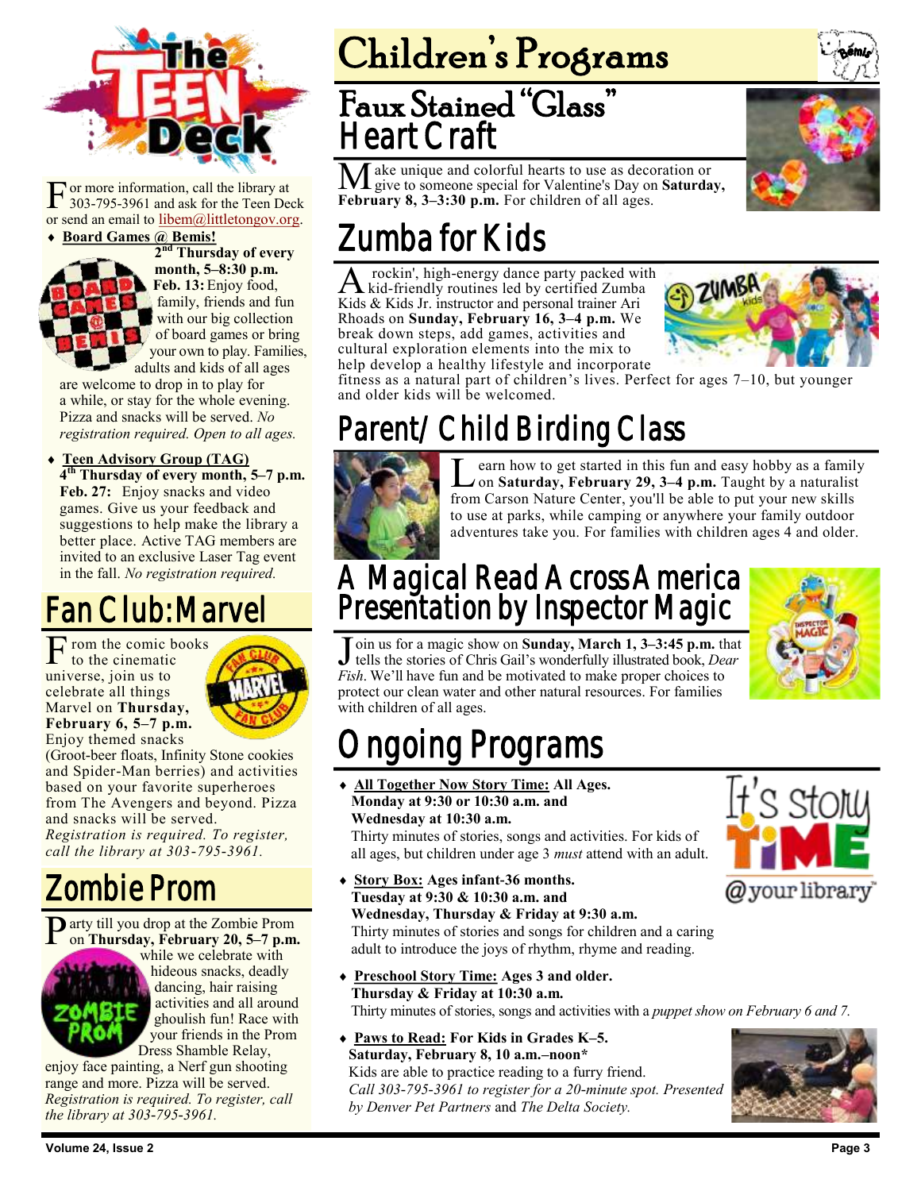For more information, call the library at 303-795-3961 and ask for the Teen Deck or send an email to libem@littletongov.org.

- **Board Games @ Bemis!**
  **2nd Thursday of every month, 5–8:30 p.m.**
  **Feb. 13:** Enjoy food, family, friends and fun with our big collection of board games or bring your own to play. Families, adults and kids of all ages are welcome to drop in to play for a while, or stay for the whole evening. Pizza and snacks will be served. *No registration required. Open to all ages.*

- **Teen Advisory Group (TAG)**
  **4th Thursday of every month, 5–7 p.m.**
  **Feb. 27:** Enjoy snacks and video games. Give us your feedback and suggestions to help make the library a better place. Active TAG members are invited to an exclusive Laser Tag event in the fall. *No registration required.*

## Fan Club: Marvel

From the comic books to the cinematic universe, join us to celebrate all things Marvel on **Thursday, February 6, 5–7 p.m.** Enjoy themed snacks (Groot-beer floats, Infinity Stone cookies and Spider-Man berries) and activities based on your favorite superheroes from The Avengers and beyond. Pizza and snacks will be served. *Registration is required. To register, call the library at 303-795-3961.*

## Zombie Prom

Party till you drop at the Zombie Prom on **Thursday, February 20, 5–7 p.m.** while we celebrate with hideous snacks, deadly dancing, hair raising activities and all around ghoulish fun! Race with your friends in the Prom Dress Shamble Relay, enjoy face painting, a Nerf gun shooting range and more. Pizza will be served. *Registration is required. To register, call the library at 303-795-3961.*

# Children's Programs

## Faux Stained "Glass" Heart Craft

Make unique and colorful hearts to use as decoration or give to someone special for Valentine's Day on **Saturday, February 8, 3–3:30 p.m.** For children of all ages.

## Zumba for Kids

A rockin', high-energy dance party packed with kid-friendly routines led by certified Zumba Kids & Kids Jr. instructor and personal trainer Ari Rhoads on **Sunday, February 16, 3–4 p.m.** We break down steps, add games, activities and cultural exploration elements into the mix to help develop a healthy lifestyle and incorporate fitness as a natural part of children's lives. Perfect for ages 7–10, but younger and older kids will be welcomed.

## Parent/Child Birding Class

Learn how to get started in this fun and easy hobby as a family on **Saturday, February 29, 3–4 p.m.** Taught by a naturalist from Carson Nature Center, you'll be able to put your new skills to use at parks, while camping or anywhere your family outdoor adventures take you. For families with children ages 4 and older.

## A Magical Read Across America Presentation by Inspector Magic

Join us for a magic show on **Sunday, March 1, 3–3:45 p.m.** that tells the stories of Chris Gail's wonderfully illustrated book, *Dear Fish*. We'll have fun and be motivated to make proper choices to protect our clean water and other natural resources. For families with children of all ages.

## Ongoing Programs

- **All Together Now Story Time: All Ages.**
  **Monday at 9:30 or 10:30 a.m. and Wednesday at 10:30 a.m.**
  Thirty minutes of stories, songs and activities. For kids of all ages, but children under age 3 *must* attend with an adult.

- **Story Box: Ages infant-36 months.**
  **Tuesday at 9:30 & 10:30 a.m. and Wednesday, Thursday & Friday at 9:30 a.m.**
  Thirty minutes of stories and songs for children and a caring adult to introduce the joys of rhythm, rhyme and reading.

- **Preschool Story Time: Ages 3 and older.**
  **Thursday & Friday at 10:30 a.m.**
  Thirty minutes of stories, songs and activities with a *puppet show on February 6 and 7.*

- **Paws to Read: For Kids in Grades K–5.**
  **Saturday, February 8, 10 a.m.–noon***
  Kids are able to practice reading to a furry friend.
  *Call 303-795-3961 to register for a 20-minute spot. Presented by Denver Pet Partners* and *The Delta Society.*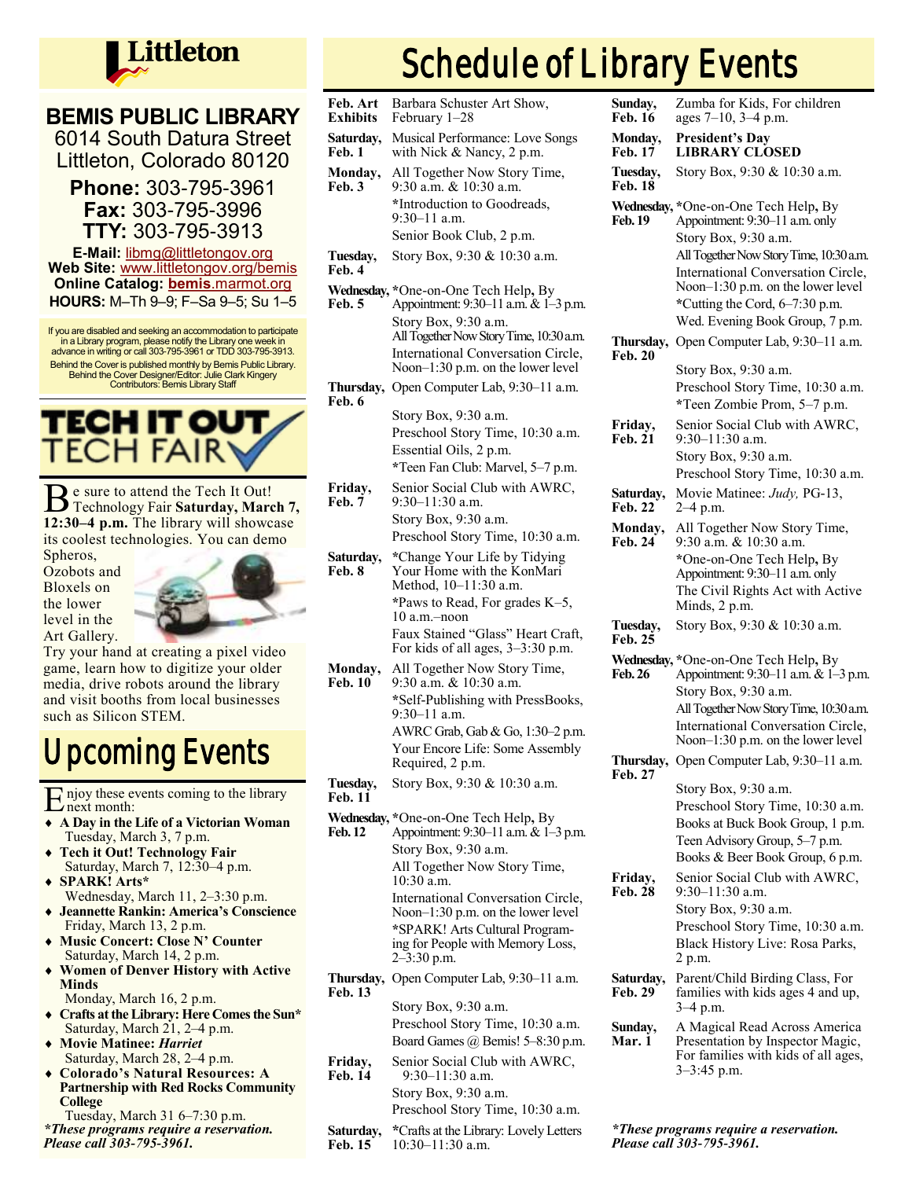# Littleton

## BEMIS PUBLIC LIBRARY

6014 South Datura Street
Littleton, Colorado 80120

**Phone:** 303-795-3961
**Fax:** 303-795-3996
**TTY:** 303-795-3913

**E-Mail:** libmg@littletongov.org
**Web Site:** www.littletongov.org/bemis
**Online Catalog:** **bemis**.marmot.org
**HOURS:** M–Th 9–9; F–Sa 9–5; Su 1–5

If you are disabled and seeking an accommodation to participate in a Library program, please notify the Library one week in advance in writing or call 303-795-3961 or TDD 303-795-3913.
Behind the Cover is published monthly by Bemis Public Library.
Behind the Cover Designer/Editor: Julie Clark Kingery
Contributors: Bemis Library Staff

## TECH IT OUT TECH FAIR

Be sure to attend the Tech It Out! Technology Fair **Saturday, March 7, 12:30–4 p.m.** The library will showcase its coolest technologies. You can demo Spheros, Ozobots and Bloxels on the lower level in the Art Gallery. Try your hand at creating a pixel video game, learn how to digitize your older media, drive robots around the library and visit booths from local businesses such as Silicon STEM.

## Upcoming Events

Enjoy these events coming to the library next month:

- **A Day in the Life of a Victorian Woman**
  Tuesday, March 3, 7 p.m.
- **Tech it Out! Technology Fair**
  Saturday, March 7, 12:30–4 p.m.
- **SPARK! Arts***
  Wednesday, March 11, 2–3:30 p.m.
- **Jeannette Rankin: America's Conscience**
  Friday, March 13, 2 p.m.
- **Music Concert: Close N' Counter**
  Saturday, March 14, 2 p.m.
- **Women of Denver History with Active Minds**
  Monday, March 16, 2 p.m.
- **Crafts at the Library: Here Comes the Sun***
  Saturday, March 21, 2–4 p.m.
- **Movie Matinee: *Harriet***
  Saturday, March 28, 2–4 p.m.
- **Colorado's Natural Resources: A Partnership with Red Rocks Community College**
  Tuesday, March 31 6–7:30 p.m.

****These programs require a reservation. Please call 303-795-3961.***

# Schedule of Library Events

**Feb. Art Exhibits**
Barbara Schuster Art Show, February 1–28

**Saturday, Feb. 1**
Musical Performance: Love Songs with Nick & Nancy, 2 p.m.

**Monday, Feb. 3**
All Together Now Story Time, 9:30 a.m. & 10:30 a.m.
*Introduction to Goodreads, 9:30–11 a.m.
Senior Book Club, 2 p.m.

**Tuesday, Feb. 4**
Story Box, 9:30 & 10:30 a.m.

**Wednesday, Feb. 5**
*One-on-One Tech Help, By Appointment: 9:30–11 a.m. & 1–3 p.m.
Story Box, 9:30 a.m.
All Together Now Story Time, 10:30 a.m.
International Conversation Circle, Noon–1:30 p.m. on the lower level

**Thursday, Feb. 6**
Open Computer Lab, 9:30–11 a.m.
Story Box, 9:30 a.m.
Preschool Story Time, 10:30 a.m.
Essential Oils, 2 p.m.
*Teen Fan Club: Marvel, 5–7 p.m.

**Friday, Feb. 7**
Senior Social Club with AWRC, 9:30–11:30 a.m.
Story Box, 9:30 a.m.
Preschool Story Time, 10:30 a.m.

**Saturday, Feb. 8**
*Change Your Life by Tidying Your Home with the KonMari Method, 10–11:30 a.m.
*Paws to Read, For grades K–5, 10 a.m.–noon
Faux Stained "Glass" Heart Craft, For kids of all ages, 3–3:30 p.m.

**Monday, Feb. 10**
All Together Now Story Time, 9:30 a.m. & 10:30 a.m.
*Self-Publishing with PressBooks, 9:30–11 a.m.
AWRC Grab, Gab & Go, 1:30–2 p.m.
Your Encore Life: Some Assembly Required, 2 p.m.

**Tuesday, Feb. 11**
Story Box, 9:30 & 10:30 a.m.

**Wednesday, Feb. 12**
*One-on-One Tech Help, By Appointment: 9:30–11 a.m. & 1–3 p.m.
Story Box, 9:30 a.m.
All Together Now Story Time, 10:30 a.m.
International Conversation Circle, Noon–1:30 p.m. on the lower level
*SPARK! Arts Cultural Programing for People with Memory Loss, 2–3:30 p.m.

**Thursday, Feb. 13**
Open Computer Lab, 9:30–11 a.m.
Story Box, 9:30 a.m.
Preschool Story Time, 10:30 a.m.
Board Games @ Bemis! 5–8:30 p.m.

**Friday, Feb. 14**
Senior Social Club with AWRC, 9:30–11:30 a.m.
Story Box, 9:30 a.m.
Preschool Story Time, 10:30 a.m.

**Saturday, Feb. 15**
*Crafts at the Library: Lovely Letters 10:30–11:30 a.m.

**Sunday, Feb. 16**
Zumba for Kids, For children ages 7–10, 3–4 p.m.

**Monday, Feb. 17**
**President's Day**
**LIBRARY CLOSED**

**Tuesday, Feb. 18**
Story Box, 9:30 & 10:30 a.m.

**Wednesday, Feb. 19**
*One-on-One Tech Help, By Appointment: 9:30–11 a.m. only
Story Box, 9:30 a.m.
All Together Now Story Time, 10:30 a.m.
International Conversation Circle, Noon–1:30 p.m. on the lower level
*Cutting the Cord, 6–7:30 p.m.
Wed. Evening Book Group, 7 p.m.

**Thursday, Feb. 20**
Open Computer Lab, 9:30–11 a.m.
Story Box, 9:30 a.m.
Preschool Story Time, 10:30 a.m.
*Teen Zombie Prom, 5–7 p.m.

**Friday, Feb. 21**
Senior Social Club with AWRC, 9:30–11:30 a.m.
Story Box, 9:30 a.m.
Preschool Story Time, 10:30 a.m.

**Saturday, Feb. 22**
Movie Matinee: *Judy,* PG-13, 2–4 p.m.

**Monday, Feb. 24**
All Together Now Story Time, 9:30 a.m. & 10:30 a.m.
*One-on-One Tech Help, By Appointment: 9:30–11 a.m. only
The Civil Rights Act with Active Minds, 2 p.m.

**Tuesday, Feb. 25**
Story Box, 9:30 & 10:30 a.m.

**Wednesday, Feb. 26**
*One-on-One Tech Help, By Appointment: 9:30–11 a.m. & 1–3 p.m.
Story Box, 9:30 a.m.
All Together Now Story Time, 10:30 a.m.
International Conversation Circle, Noon–1:30 p.m. on the lower level

**Thursday, Feb. 27**
Open Computer Lab, 9:30–11 a.m.
Story Box, 9:30 a.m.
Preschool Story Time, 10:30 a.m.
Books at Buck Book Group, 1 p.m.
Teen Advisory Group, 5–7 p.m.
Books & Beer Book Group, 6 p.m.

**Friday, Feb. 28**
Senior Social Club with AWRC, 9:30–11:30 a.m.
Story Box, 9:30 a.m.
Preschool Story Time, 10:30 a.m.
Black History Live: Rosa Parks, 2 p.m.

**Saturday, Feb. 29**
Parent/Child Birding Class, For families with kids ages 4 and up, 3–4 p.m.

**Sunday, Mar. 1**
A Magical Read Across America Presentation by Inspector Magic, For families with kids of all ages, 3–3:45 p.m.

****These programs require a reservation. Please call 303-795-3961.***